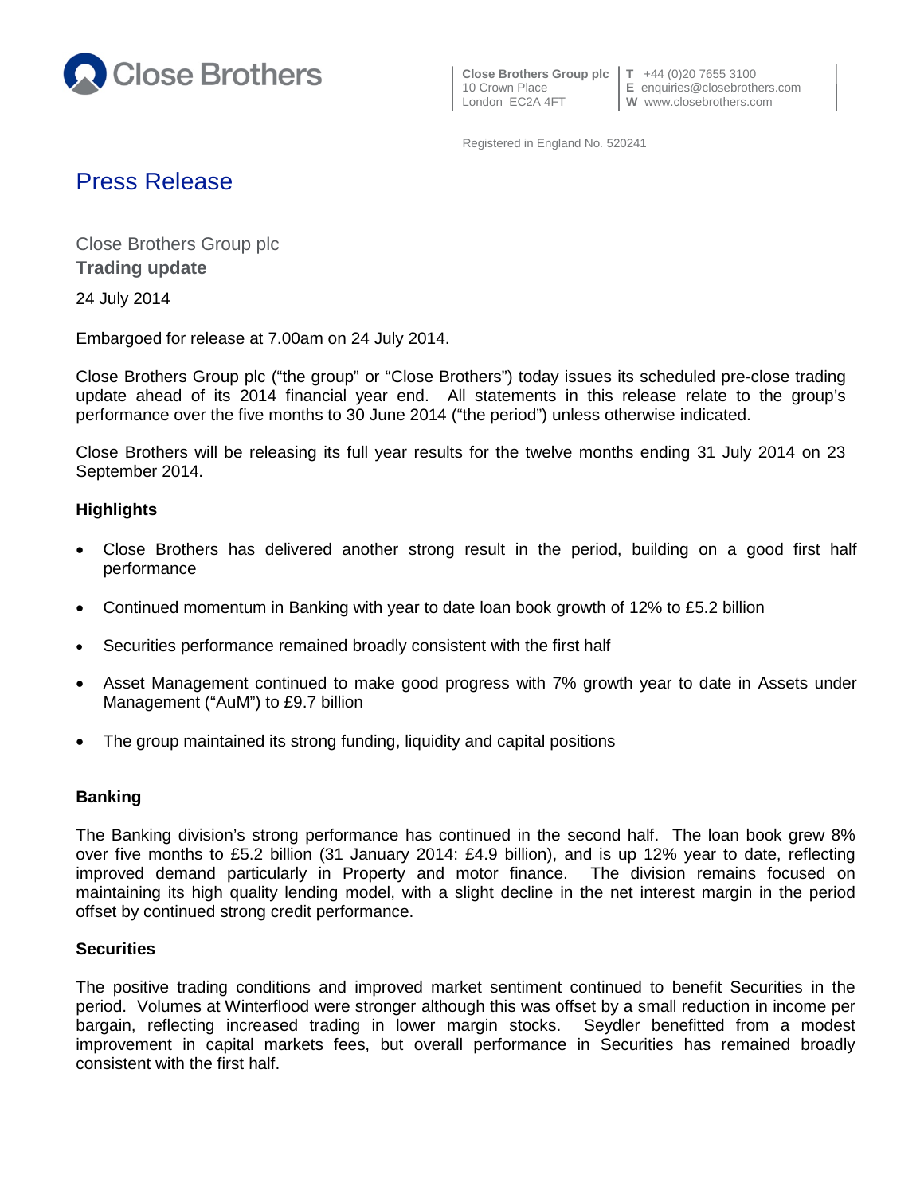Close Brothers

**Close Brothers Group plc**
10 Crown Place
London EC2A 4FT

**T** +44 (0)20 7655 3100
**E** enquiries@closebrothers.com
**W** www.closebrothers.com

Registered in England No. 520241

# Press Release

Close Brothers Group plc
**Trading update**

24 July 2014

Embargoed for release at 7.00am on 24 July 2014.

Close Brothers Group plc ("the group" or "Close Brothers") today issues its scheduled pre-close trading update ahead of its 2014 financial year end. All statements in this release relate to the group's performance over the five months to 30 June 2014 ("the period") unless otherwise indicated.

Close Brothers will be releasing its full year results for the twelve months ending 31 July 2014 on 23 September 2014.

## Highlights

- Close Brothers has delivered another strong result in the period, building on a good first half performance
- Continued momentum in Banking with year to date loan book growth of 12% to £5.2 billion
- Securities performance remained broadly consistent with the first half
- Asset Management continued to make good progress with 7% growth year to date in Assets under Management ("AuM") to £9.7 billion
- The group maintained its strong funding, liquidity and capital positions

## Banking

The Banking division's strong performance has continued in the second half. The loan book grew 8% over five months to £5.2 billion (31 January 2014: £4.9 billion), and is up 12% year to date, reflecting improved demand particularly in Property and motor finance. The division remains focused on maintaining its high quality lending model, with a slight decline in the net interest margin in the period offset by continued strong credit performance.

## Securities

The positive trading conditions and improved market sentiment continued to benefit Securities in the period. Volumes at Winterflood were stronger although this was offset by a small reduction in income per bargain, reflecting increased trading in lower margin stocks. Seydler benefitted from a modest improvement in capital markets fees, but overall performance in Securities has remained broadly consistent with the first half.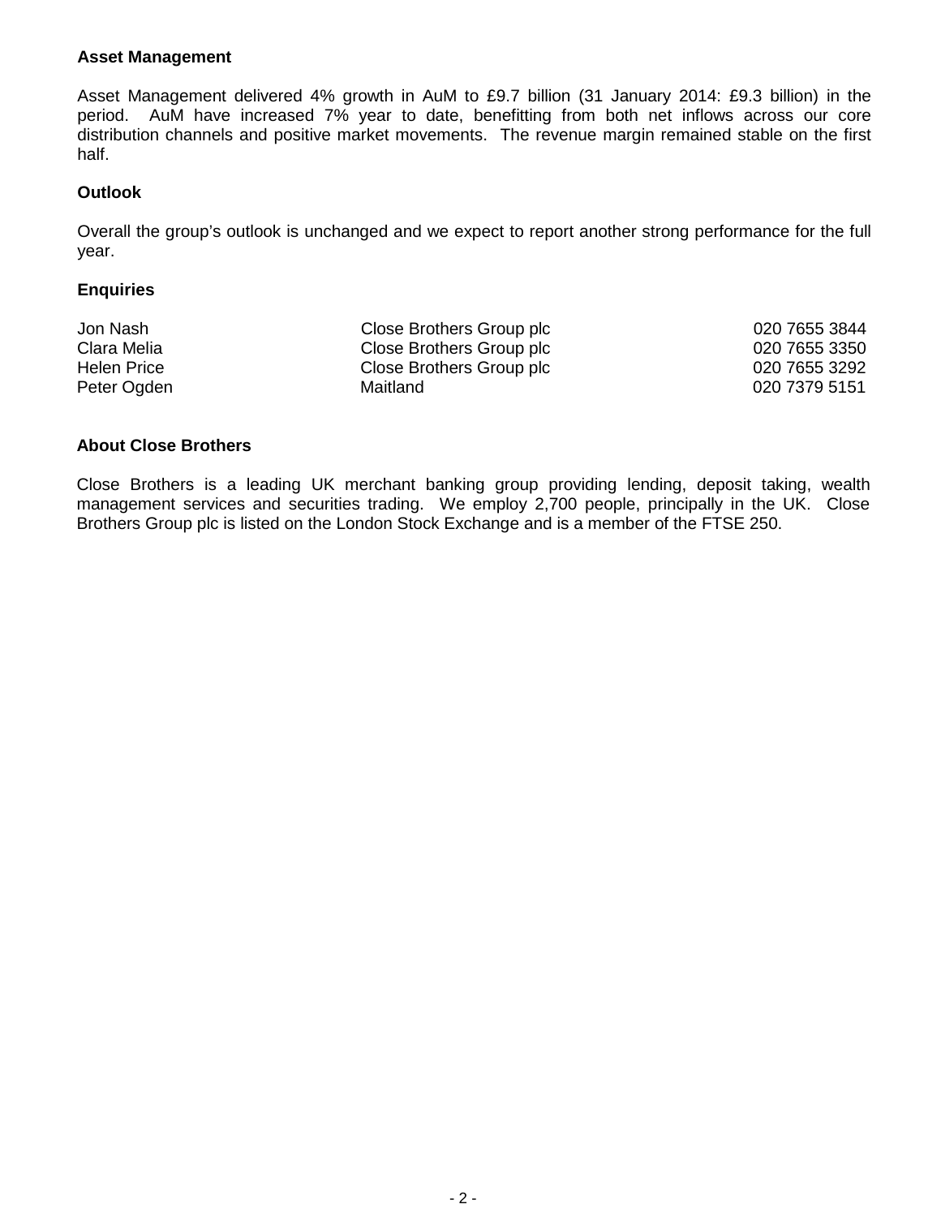**Asset Management**

Asset Management delivered 4% growth in AuM to £9.7 billion (31 January 2014: £9.3 billion) in the period. AuM have increased 7% year to date, benefitting from both net inflows across our core distribution channels and positive market movements. The revenue margin remained stable on the first half.

**Outlook**

Overall the group's outlook is unchanged and we expect to report another strong performance for the full year.

**Enquiries**

| | | |
|---|---|---|
| Jon Nash | Close Brothers Group plc | 020 7655 3844 |
| Clara Melia | Close Brothers Group plc | 020 7655 3350 |
| Helen Price | Close Brothers Group plc | 020 7655 3292 |
| Peter Ogden | Maitland | 020 7379 5151 |

**About Close Brothers**

Close Brothers is a leading UK merchant banking group providing lending, deposit taking, wealth management services and securities trading. We employ 2,700 people, principally in the UK. Close Brothers Group plc is listed on the London Stock Exchange and is a member of the FTSE 250.